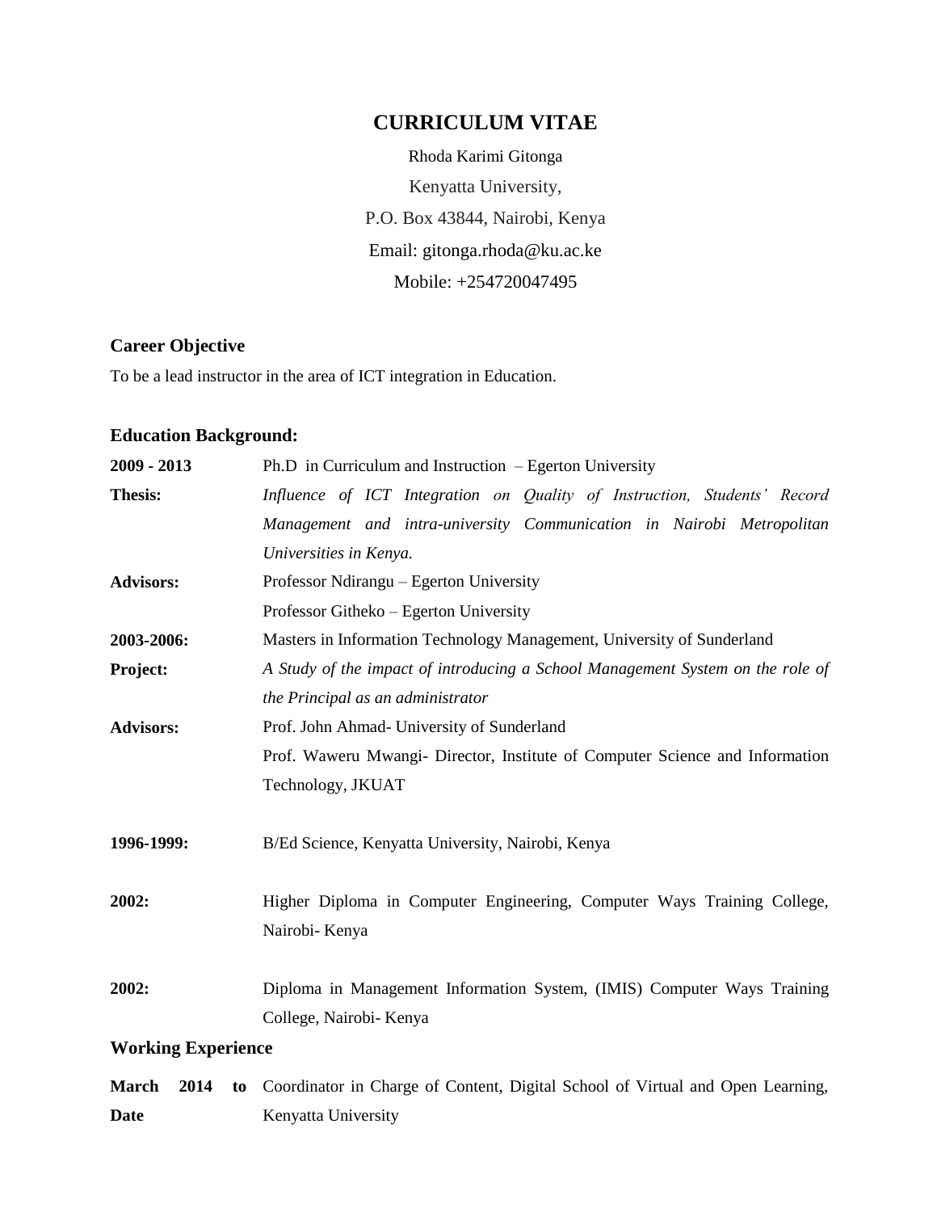# CURRICULUM VITAE

Rhoda Karimi Gitonga

Kenyatta University,

P.O. Box 43844, Nairobi, Kenya

Email: gitonga.rhoda@ku.ac.ke

Mobile: +254720047495

## Career Objective

To be a lead instructor in the area of ICT integration in Education.

## Education Background:

**2009 - 2013** Ph.D in Curriculum and Instruction – Egerton University

**Thesis:** *Influence of ICT Integration on Quality of Instruction, Students' Record Management and intra-university Communication in Nairobi Metropolitan Universities in Kenya.*

**Advisors:** Professor Ndirangu – Egerton University

Professor Githeko – Egerton University

**2003-2006:** Masters in Information Technology Management, University of Sunderland

**Project:** *A Study of the impact of introducing a School Management System on the role of the Principal as an administrator*

**Advisors:** Prof. John Ahmad- University of Sunderland

Prof. Waweru Mwangi- Director, Institute of Computer Science and Information Technology, JKUAT

**1996-1999:** B/Ed Science, Kenyatta University, Nairobi, Kenya

**2002:** Higher Diploma in Computer Engineering, Computer Ways Training College, Nairobi- Kenya

**2002:** Diploma in Management Information System, (IMIS) Computer Ways Training College, Nairobi- Kenya

## Working Experience

**March 2014 to Date** Coordinator in Charge of Content, Digital School of Virtual and Open Learning, Kenyatta University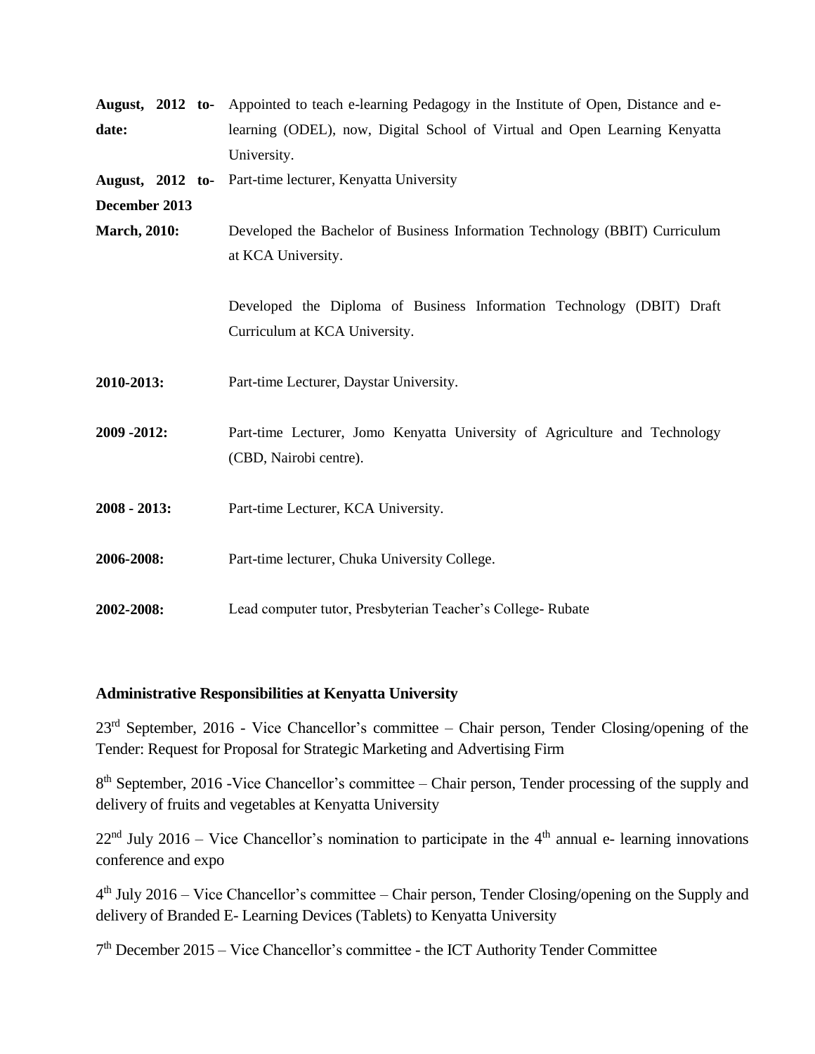| | |
|---|---|
| **August, 2012 to-date:** | Appointed to teach e-learning Pedagogy in the Institute of Open, Distance and e-learning (ODEL), now, Digital School of Virtual and Open Learning Kenyatta University. |
| **August, 2012 to-December 2013** | Part-time lecturer, Kenyatta University |
| **March, 2010:** | Developed the Bachelor of Business Information Technology (BBIT) Curriculum at KCA University.<br><br>Developed the Diploma of Business Information Technology (DBIT) Draft Curriculum at KCA University. |
| **2010-2013:** | Part-time Lecturer, Daystar University. |
| **2009 -2012:** | Part-time Lecturer, Jomo Kenyatta University of Agriculture and Technology (CBD, Nairobi centre). |
| **2008 - 2013:** | Part-time Lecturer, KCA University. |
| **2006-2008:** | Part-time lecturer, Chuka University College. |
| **2002-2008:** | Lead computer tutor, Presbyterian Teacher's College- Rubate |

### Administrative Responsibilities at Kenyatta University

23rd September, 2016 - Vice Chancellor's committee – Chair person, Tender Closing/opening of the Tender: Request for Proposal for Strategic Marketing and Advertising Firm

8th September, 2016 -Vice Chancellor's committee – Chair person, Tender processing of the supply and delivery of fruits and vegetables at Kenyatta University

22nd July 2016 – Vice Chancellor's nomination to participate in the 4th annual e- learning innovations conference and expo

4th July 2016 – Vice Chancellor's committee – Chair person, Tender Closing/opening on the Supply and delivery of Branded E- Learning Devices (Tablets) to Kenyatta University

7th December 2015 – Vice Chancellor's committee - the ICT Authority Tender Committee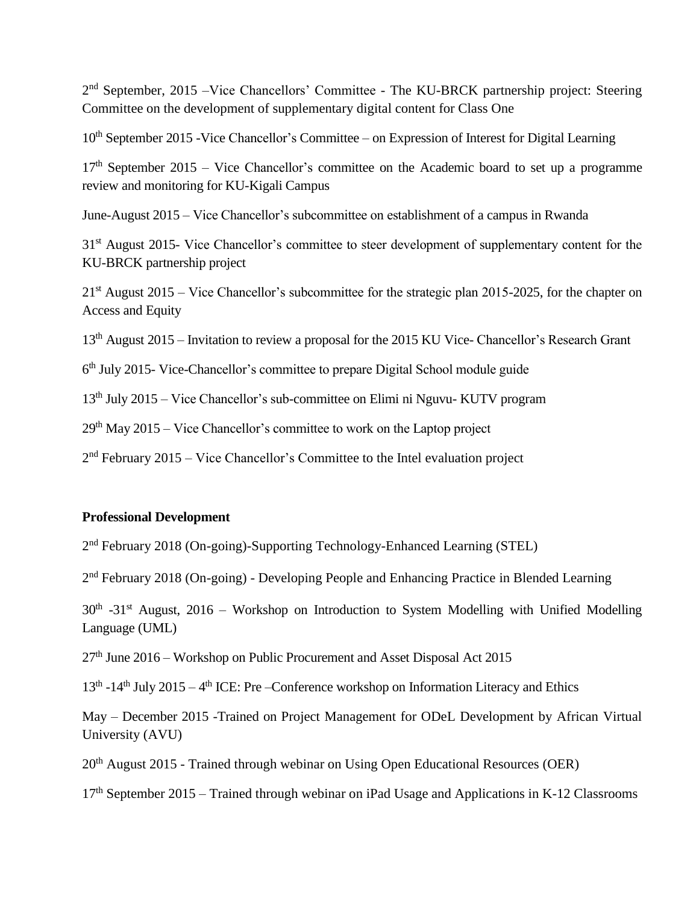2nd September, 2015 –Vice Chancellors' Committee - The KU-BRCK partnership project: Steering Committee on the development of supplementary digital content for Class One

10th September 2015 -Vice Chancellor's Committee – on Expression of Interest for Digital Learning

17th September 2015 – Vice Chancellor's committee on the Academic board to set up a programme review and monitoring for KU-Kigali Campus

June-August 2015 – Vice Chancellor's subcommittee on establishment of a campus in Rwanda

31st August 2015- Vice Chancellor's committee to steer development of supplementary content for the KU-BRCK partnership project

21st August 2015 – Vice Chancellor's subcommittee for the strategic plan 2015-2025, for the chapter on Access and Equity

13th August 2015 – Invitation to review a proposal for the 2015 KU Vice- Chancellor's Research Grant

6th July 2015- Vice-Chancellor's committee to prepare Digital School module guide

13th July 2015 – Vice Chancellor's sub-committee on Elimi ni Nguvu- KUTV program

29th May 2015 – Vice Chancellor's committee to work on the Laptop project

2nd February 2015 – Vice Chancellor's Committee to the Intel evaluation project

**Professional Development**

2nd February 2018 (On-going)-Supporting Technology-Enhanced Learning (STEL)

2nd February 2018 (On-going) - Developing People and Enhancing Practice in Blended Learning

30th -31st August, 2016 – Workshop on Introduction to System Modelling with Unified Modelling Language (UML)

27th June 2016 – Workshop on Public Procurement and Asset Disposal Act 2015

13th -14th July 2015 – 4th ICE: Pre –Conference workshop on Information Literacy and Ethics

May – December 2015 -Trained on Project Management for ODeL Development by African Virtual University (AVU)

20th August 2015 - Trained through webinar on Using Open Educational Resources (OER)

17th September 2015 – Trained through webinar on iPad Usage and Applications in K-12 Classrooms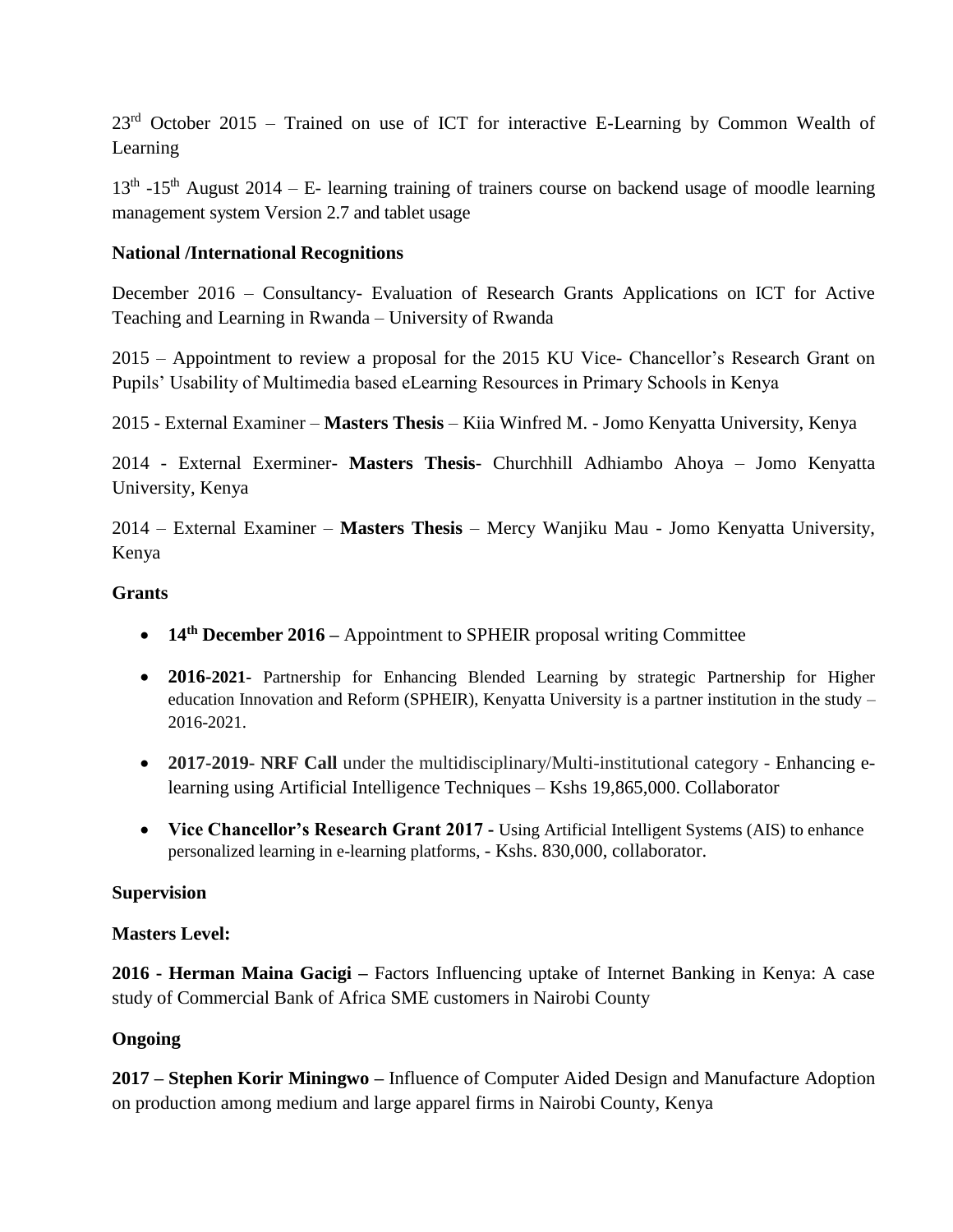23rd October 2015 – Trained on use of ICT for interactive E-Learning by Common Wealth of Learning

13th -15th August 2014 – E- learning training of trainers course on backend usage of moodle learning management system Version 2.7 and tablet usage

**National /International Recognitions**

December 2016 – Consultancy- Evaluation of Research Grants Applications on ICT for Active Teaching and Learning in Rwanda – University of Rwanda

2015 – Appointment to review a proposal for the 2015 KU Vice- Chancellor's Research Grant on Pupils' Usability of Multimedia based eLearning Resources in Primary Schools in Kenya

2015 - External Examiner – **Masters Thesis** – Kiia Winfred M. - Jomo Kenyatta University, Kenya

2014 - External Exerminer- **Masters Thesis**- Churchhill Adhiambo Ahoya – Jomo Kenyatta University, Kenya

2014 – External Examiner – **Masters Thesis** – Mercy Wanjiku Mau - Jomo Kenyatta University, Kenya

**Grants**

- **14th December 2016 –** Appointment to SPHEIR proposal writing Committee
- **2016-2021**- Partnership for Enhancing Blended Learning by strategic Partnership for Higher education Innovation and Reform (SPHEIR), Kenyatta University is a partner institution in the study – 2016-2021.
- **2017-2019- NRF Call** under the multidisciplinary/Multi-institutional category - Enhancing e-learning using Artificial Intelligence Techniques – Kshs 19,865,000. Collaborator
- **Vice Chancellor's Research Grant 2017 -** Using Artificial Intelligent Systems (AIS) to enhance personalized learning in e-learning platforms, - Kshs. 830,000, collaborator.

**Supervision**

**Masters Level:**

**2016 - Herman Maina Gacigi –** Factors Influencing uptake of Internet Banking in Kenya: A case study of Commercial Bank of Africa SME customers in Nairobi County

**Ongoing**

**2017 – Stephen Korir Miningwo –** Influence of Computer Aided Design and Manufacture Adoption on production among medium and large apparel firms in Nairobi County, Kenya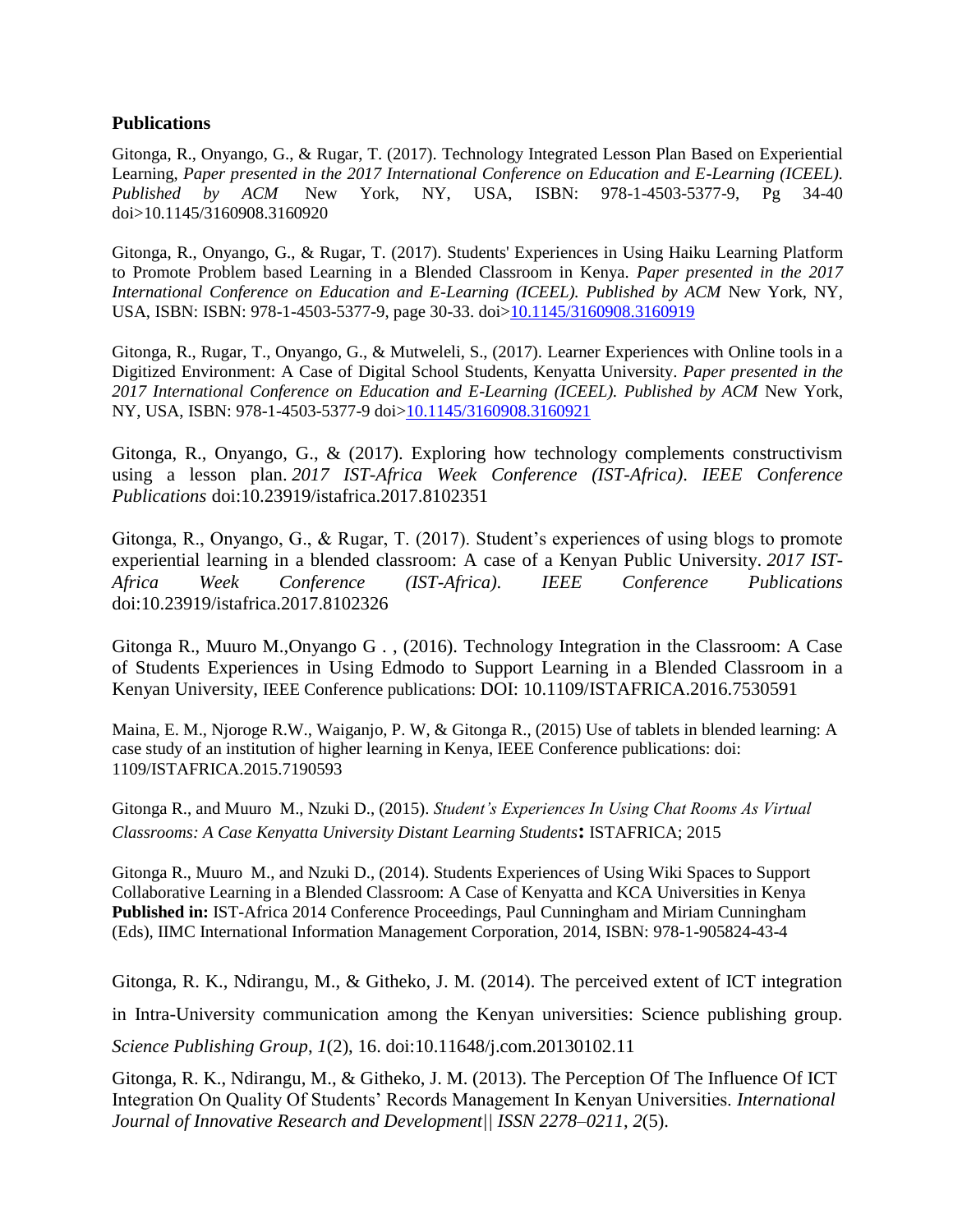## Publications

Gitonga, R., Onyango, G., & Rugar, T. (2017). Technology Integrated Lesson Plan Based on Experiential Learning, *Paper presented in the 2017 International Conference on Education and E-Learning (ICEEL). Published by ACM* New York, NY, USA, ISBN: 978-1-4503-5377-9, Pg 34-40 doi>10.1145/3160908.3160920

Gitonga, R., Onyango, G., & Rugar, T. (2017). Students' Experiences in Using Haiku Learning Platform to Promote Problem based Learning in a Blended Classroom in Kenya. *Paper presented in the 2017 International Conference on Education and E-Learning (ICEEL). Published by ACM* New York, NY, USA, ISBN: ISBN: 978-1-4503-5377-9, page 30-33. doi>10.1145/3160908.3160919

Gitonga, R., Rugar, T., Onyango, G., & Mutweleli, S., (2017). Learner Experiences with Online tools in a Digitized Environment: A Case of Digital School Students, Kenyatta University. *Paper presented in the 2017 International Conference on Education and E-Learning (ICEEL). Published by ACM* New York, NY, USA, ISBN: 978-1-4503-5377-9 doi>10.1145/3160908.3160921

Gitonga, R., Onyango, G., & (2017). Exploring how technology complements constructivism using a lesson plan. *2017 IST-Africa Week Conference (IST-Africa). IEEE Conference Publications* doi:10.23919/istafrica.2017.8102351

Gitonga, R., Onyango, G., & Rugar, T. (2017). Student's experiences of using blogs to promote experiential learning in a blended classroom: A case of a Kenyan Public University. *2017 IST-Africa Week Conference (IST-Africa). IEEE Conference Publications* doi:10.23919/istafrica.2017.8102326

Gitonga R., Muuro M.,Onyango G . , (2016). Technology Integration in the Classroom: A Case of Students Experiences in Using Edmodo to Support Learning in a Blended Classroom in a Kenyan University, IEEE Conference publications: DOI: 10.1109/ISTAFRICA.2016.7530591

Maina, E. M., Njoroge R.W., Waiganjo, P. W, & Gitonga R., (2015) Use of tablets in blended learning: A case study of an institution of higher learning in Kenya, IEEE Conference publications: doi: 1109/ISTAFRICA.2015.7190593

Gitonga R., and Muuro M., Nzuki D., (2015). *Student's Experiences In Using Chat Rooms As Virtual Classrooms: A Case Kenyatta University Distant Learning Students***:** ISTAFRICA; 2015

Gitonga R., Muuro M., and Nzuki D., (2014). Students Experiences of Using Wiki Spaces to Support Collaborative Learning in a Blended Classroom: A Case of Kenyatta and KCA Universities in Kenya **Published in:** IST-Africa 2014 Conference Proceedings, Paul Cunningham and Miriam Cunningham (Eds), IIMC International Information Management Corporation, 2014, ISBN: 978-1-905824-43-4

Gitonga, R. K., Ndirangu, M., & Githeko, J. M. (2014). The perceived extent of ICT integration in Intra-University communication among the Kenyan universities: Science publishing group. *Science Publishing Group*, *1*(2), 16. doi:10.11648/j.com.20130102.11

Gitonga, R. K., Ndirangu, M., & Githeko, J. M. (2013). The Perception Of The Influence Of ICT Integration On Quality Of Students' Records Management In Kenyan Universities. *International Journal of Innovative Research and Development|| ISSN 2278–0211*, *2*(5).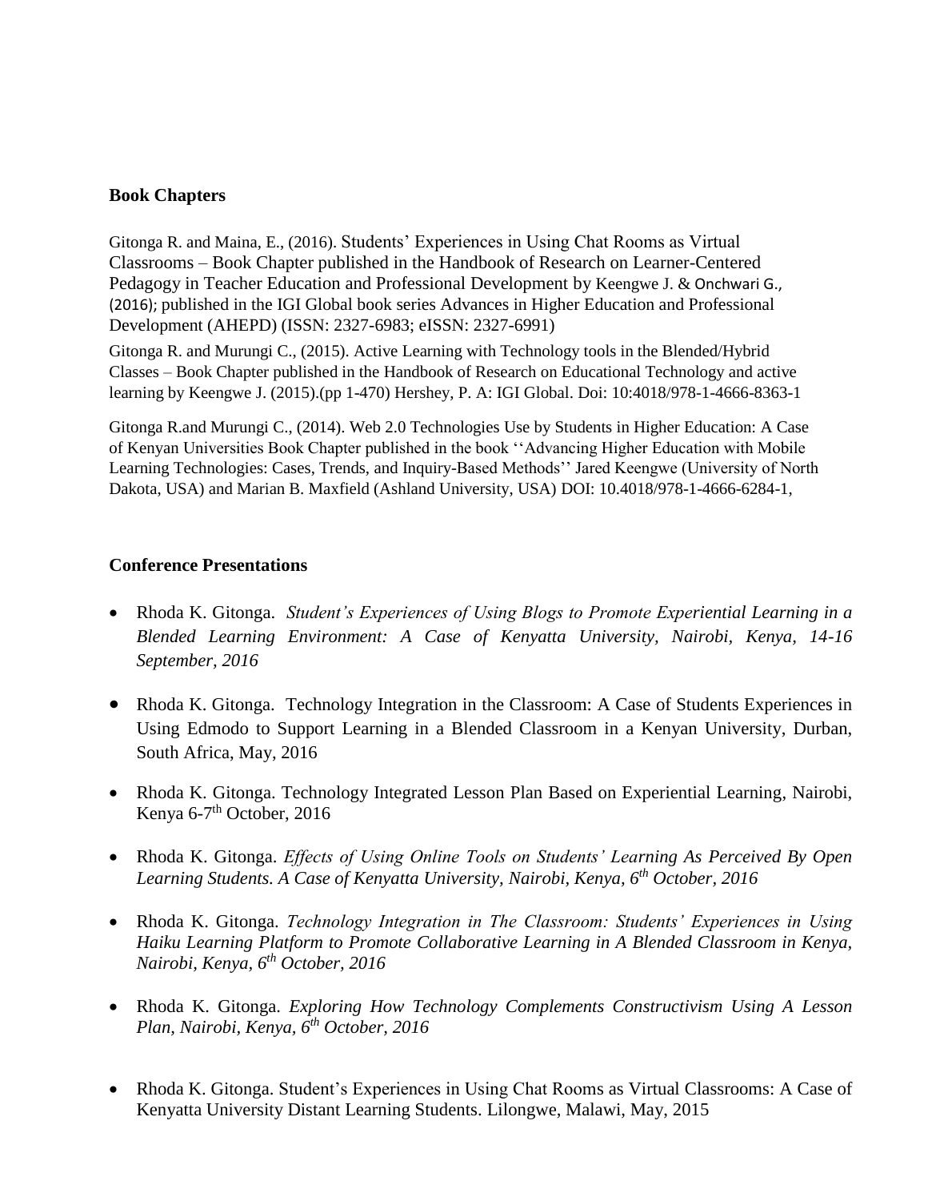**Book Chapters**

Gitonga R. and Maina, E., (2016). Students' Experiences in Using Chat Rooms as Virtual Classrooms – Book Chapter published in the Handbook of Research on Learner-Centered Pedagogy in Teacher Education and Professional Development by Keengwe J. & Onchwari G., (2016); published in the IGI Global book series Advances in Higher Education and Professional Development (AHEPD) (ISSN: 2327-6983; eISSN: 2327-6991)

Gitonga R. and Murungi C., (2015). Active Learning with Technology tools in the Blended/Hybrid Classes – Book Chapter published in the Handbook of Research on Educational Technology and active learning by Keengwe J. (2015).(pp 1-470) Hershey, P. A: IGI Global. Doi: 10:4018/978-1-4666-8363-1

Gitonga R.and Murungi C., (2014). Web 2.0 Technologies Use by Students in Higher Education: A Case of Kenyan Universities Book Chapter published in the book ''Advancing Higher Education with Mobile Learning Technologies: Cases, Trends, and Inquiry-Based Methods'' Jared Keengwe (University of North Dakota, USA) and Marian B. Maxfield (Ashland University, USA) DOI: 10.4018/978-1-4666-6284-1,

**Conference Presentations**

- Rhoda K. Gitonga. *Student's Experiences of Using Blogs to Promote Experiential Learning in a Blended Learning Environment: A Case of Kenyatta University, Nairobi, Kenya, 14-16 September, 2016*
- Rhoda K. Gitonga. Technology Integration in the Classroom: A Case of Students Experiences in Using Edmodo to Support Learning in a Blended Classroom in a Kenyan University, Durban, South Africa, May, 2016
- Rhoda K. Gitonga. Technology Integrated Lesson Plan Based on Experiential Learning, Nairobi, Kenya 6-7th October, 2016
- Rhoda K. Gitonga. *Effects of Using Online Tools on Students' Learning As Perceived By Open Learning Students. A Case of Kenyatta University, Nairobi, Kenya, 6th October, 2016*
- Rhoda K. Gitonga. *Technology Integration in The Classroom: Students' Experiences in Using Haiku Learning Platform to Promote Collaborative Learning in A Blended Classroom in Kenya, Nairobi, Kenya, 6th October, 2016*
- Rhoda K. Gitonga. *Exploring How Technology Complements Constructivism Using A Lesson Plan, Nairobi, Kenya, 6th October, 2016*
- Rhoda K. Gitonga. Student's Experiences in Using Chat Rooms as Virtual Classrooms: A Case of Kenyatta University Distant Learning Students. Lilongwe, Malawi, May, 2015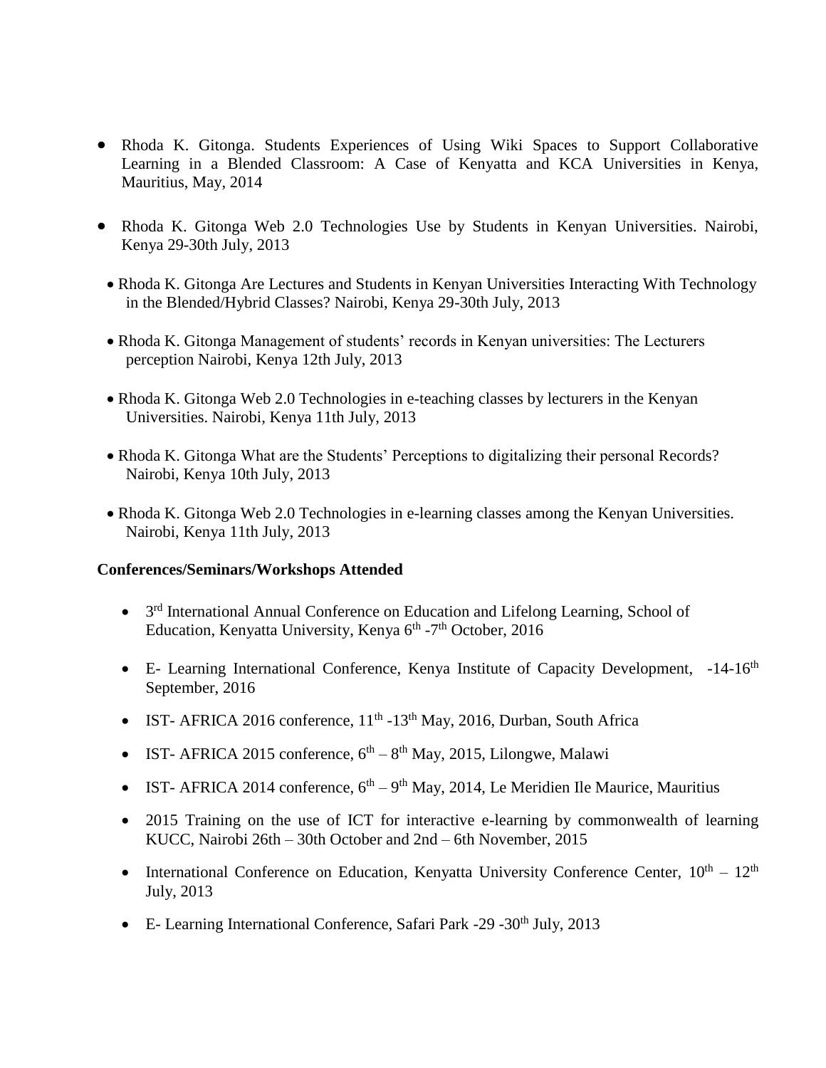- Rhoda K. Gitonga. Students Experiences of Using Wiki Spaces to Support Collaborative Learning in a Blended Classroom: A Case of Kenyatta and KCA Universities in Kenya, Mauritius, May, 2014

- Rhoda K. Gitonga Web 2.0 Technologies Use by Students in Kenyan Universities. Nairobi, Kenya 29-30th July, 2013

- Rhoda K. Gitonga Are Lectures and Students in Kenyan Universities Interacting With Technology in the Blended/Hybrid Classes? Nairobi, Kenya 29-30th July, 2013

- Rhoda K. Gitonga Management of students' records in Kenyan universities: The Lecturers perception Nairobi, Kenya 12th July, 2013

- Rhoda K. Gitonga Web 2.0 Technologies in e-teaching classes by lecturers in the Kenyan Universities. Nairobi, Kenya 11th July, 2013

- Rhoda K. Gitonga What are the Students' Perceptions to digitalizing their personal Records? Nairobi, Kenya 10th July, 2013

- Rhoda K. Gitonga Web 2.0 Technologies in e-learning classes among the Kenyan Universities. Nairobi, Kenya 11th July, 2013

**Conferences/Seminars/Workshops Attended**

- 3rd International Annual Conference on Education and Lifelong Learning, School of Education, Kenyatta University, Kenya 6th -7th October, 2016

- E- Learning International Conference, Kenya Institute of Capacity Development, -14-16th September, 2016

- IST- AFRICA 2016 conference, 11th -13th May, 2016, Durban, South Africa

- IST- AFRICA 2015 conference, 6th – 8th May, 2015, Lilongwe, Malawi

- IST- AFRICA 2014 conference, 6th – 9th May, 2014, Le Meridien Ile Maurice, Mauritius

- 2015 Training on the use of ICT for interactive e-learning by commonwealth of learning KUCC, Nairobi 26th – 30th October and 2nd – 6th November, 2015

- International Conference on Education, Kenyatta University Conference Center, 10th – 12th July, 2013

- E- Learning International Conference, Safari Park -29 -30th July, 2013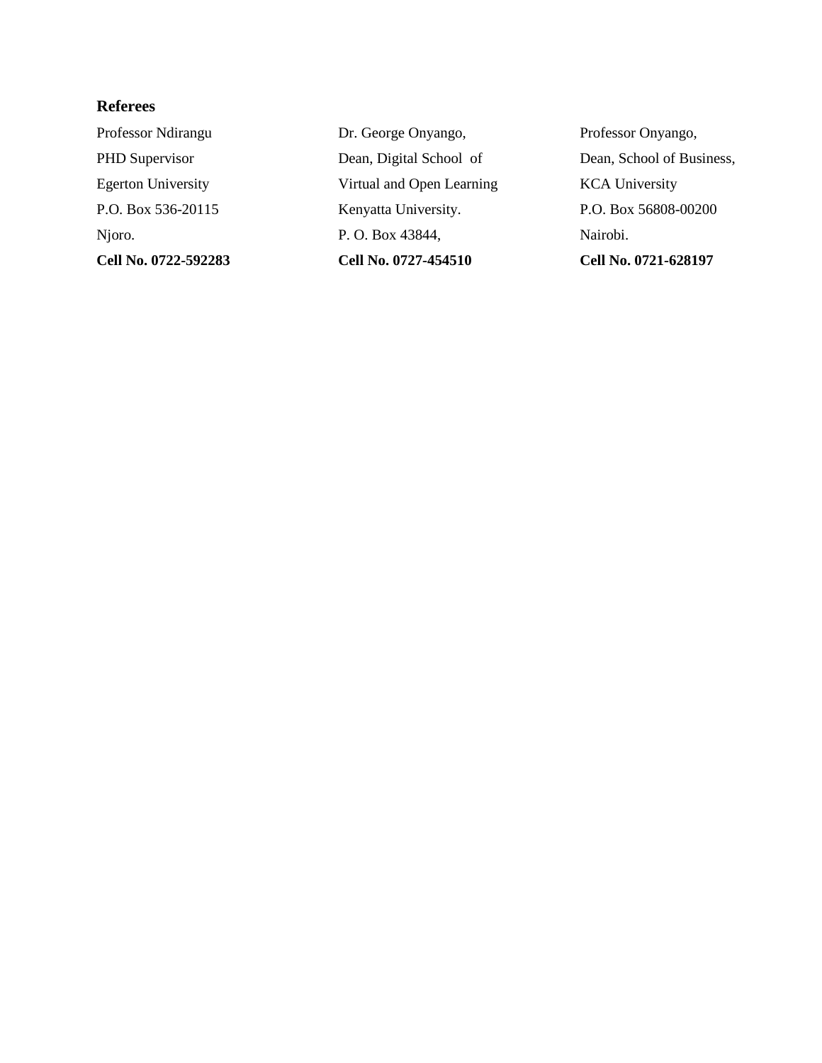**Referees**

Professor Ndirangu
PHD Supervisor
Egerton University
P.O. Box 536-20115
Njoro.
**Cell No. 0722-592283**

Dr. George Onyango,
Dean, Digital School of
Virtual and Open Learning
Kenyatta University.
P. O. Box 43844,
**Cell No. 0727-454510**

Professor Onyango,
Dean, School of Business,
KCA University
P.O. Box 56808-00200
Nairobi.
**Cell No. 0721-628197**